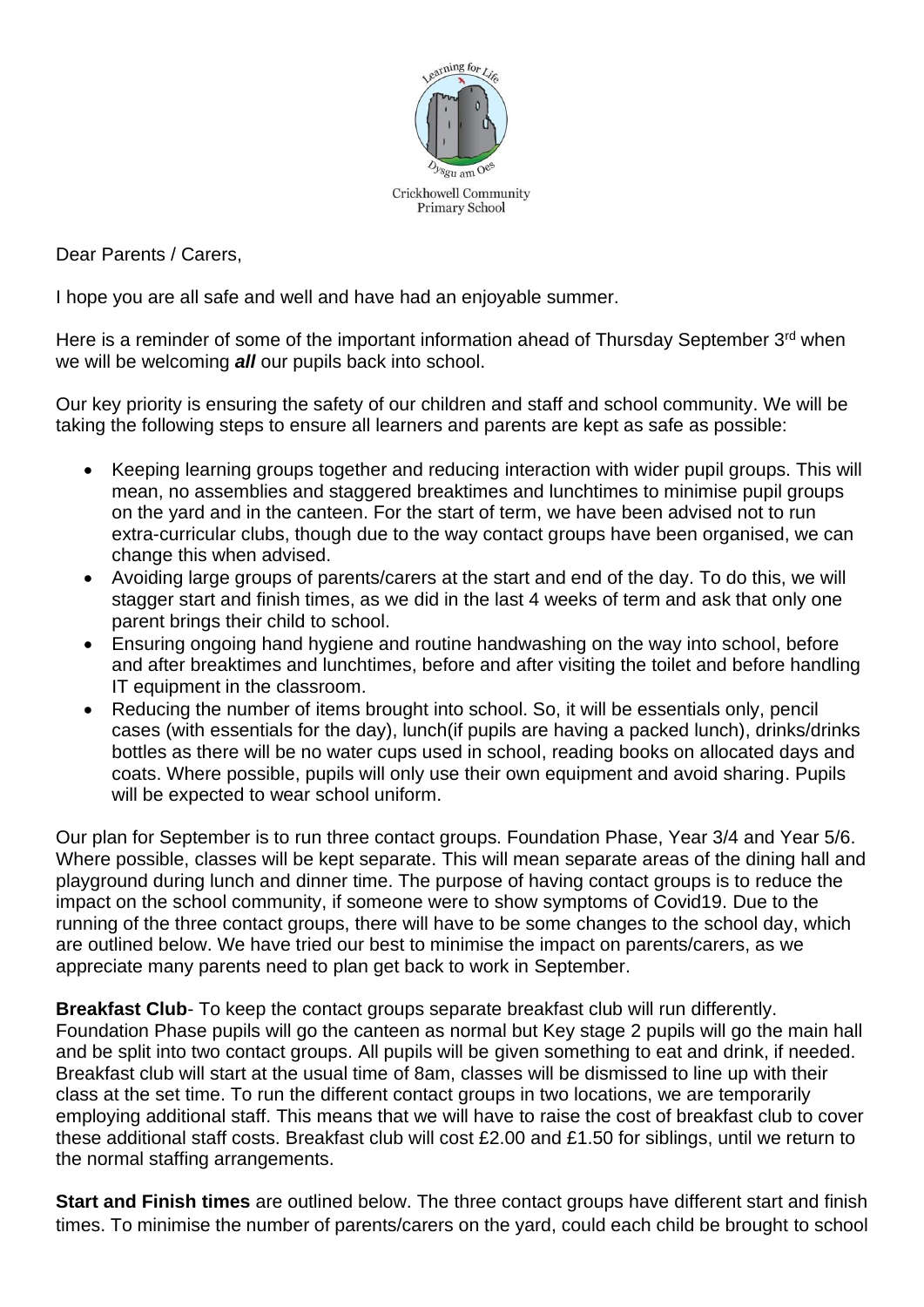Crickhowell Community Primary School

Dear Parents / Carers,

I hope you are all safe and well and have had an enjoyable summer.

Here is a reminder of some of the important information ahead of Thursday September 3rd when we will be welcoming ***all*** our pupils back into school.

Our key priority is ensuring the safety of our children and staff and school community. We will be taking the following steps to ensure all learners and parents are kept as safe as possible:

- Keeping learning groups together and reducing interaction with wider pupil groups. This will mean, no assemblies and staggered breaktimes and lunchtimes to minimise pupil groups on the yard and in the canteen. For the start of term, we have been advised not to run extra-curricular clubs, though due to the way contact groups have been organised, we can change this when advised.
- Avoiding large groups of parents/carers at the start and end of the day. To do this, we will stagger start and finish times, as we did in the last 4 weeks of term and ask that only one parent brings their child to school.
- Ensuring ongoing hand hygiene and routine handwashing on the way into school, before and after breaktimes and lunchtimes, before and after visiting the toilet and before handling IT equipment in the classroom.
- Reducing the number of items brought into school. So, it will be essentials only, pencil cases (with essentials for the day), lunch(if pupils are having a packed lunch), drinks/drinks bottles as there will be no water cups used in school, reading books on allocated days and coats. Where possible, pupils will only use their own equipment and avoid sharing. Pupils will be expected to wear school uniform.

Our plan for September is to run three contact groups. Foundation Phase, Year 3/4 and Year 5/6. Where possible, classes will be kept separate. This will mean separate areas of the dining hall and playground during lunch and dinner time. The purpose of having contact groups is to reduce the impact on the school community, if someone were to show symptoms of Covid19. Due to the running of the three contact groups, there will have to be some changes to the school day, which are outlined below. We have tried our best to minimise the impact on parents/carers, as we appreciate many parents need to plan get back to work in September.

**Breakfast Club**- To keep the contact groups separate breakfast club will run differently. Foundation Phase pupils will go the canteen as normal but Key stage 2 pupils will go the main hall and be split into two contact groups. All pupils will be given something to eat and drink, if needed. Breakfast club will start at the usual time of 8am, classes will be dismissed to line up with their class at the set time. To run the different contact groups in two locations, we are temporarily employing additional staff. This means that we will have to raise the cost of breakfast club to cover these additional staff costs. Breakfast club will cost £2.00 and £1.50 for siblings, until we return to the normal staffing arrangements.

**Start and Finish times** are outlined below. The three contact groups have different start and finish times. To minimise the number of parents/carers on the yard, could each child be brought to school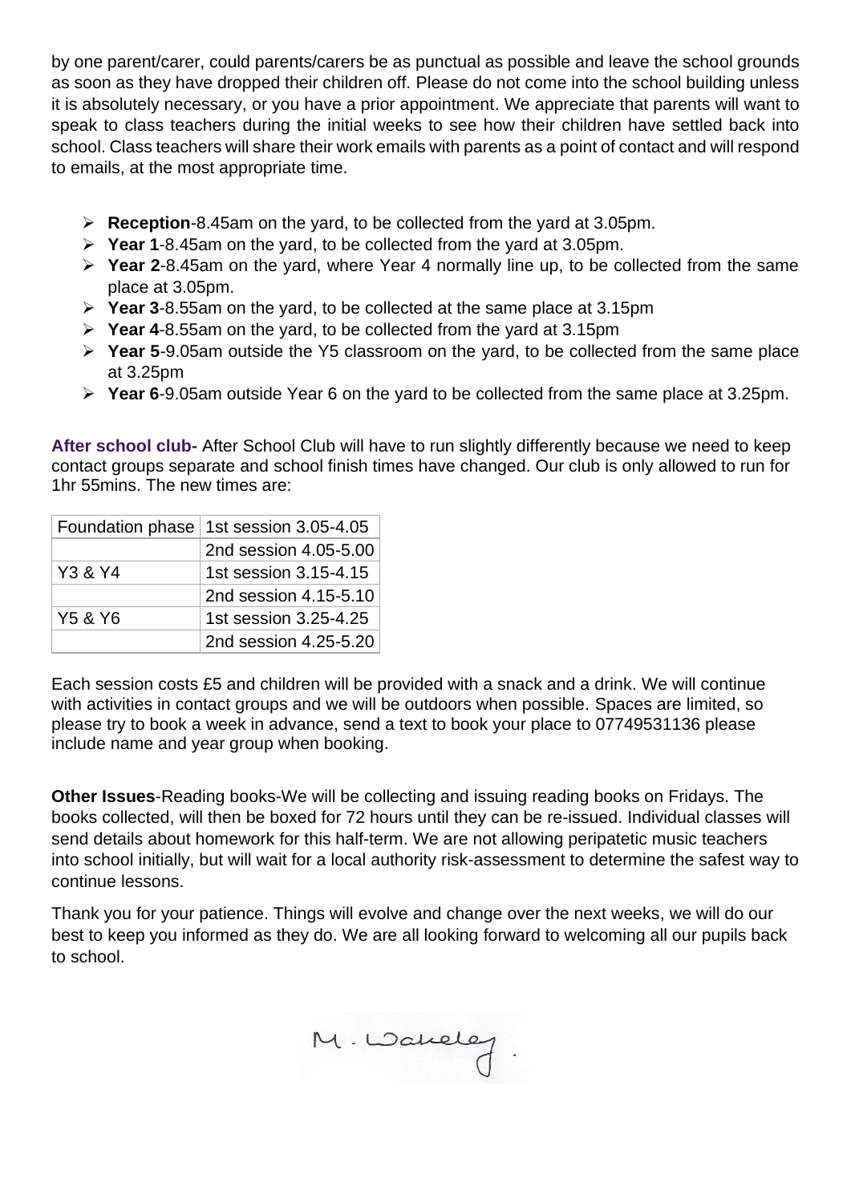by one parent/carer, could parents/carers be as punctual as possible and leave the school grounds as soon as they have dropped their children off. Please do not come into the school building unless it is absolutely necessary, or you have a prior appointment. We appreciate that parents will want to speak to class teachers during the initial weeks to see how their children have settled back into school. Class teachers will share their work emails with parents as a point of contact and will respond to emails, at the most appropriate time.

- **Reception**-8.45am on the yard, to be collected from the yard at 3.05pm.
- **Year 1**-8.45am on the yard, to be collected from the yard at 3.05pm.
- **Year 2**-8.45am on the yard, where Year 4 normally line up, to be collected from the same place at 3.05pm.
- **Year 3**-8.55am on the yard, to be collected at the same place at 3.15pm
- **Year 4**-8.55am on the yard, to be collected from the yard at 3.15pm
- **Year 5**-9.05am outside the Y5 classroom on the yard, to be collected from the same place at 3.25pm
- **Year 6**-9.05am outside Year 6 on the yard to be collected from the same place at 3.25pm.

**After school club-** After School Club will have to run slightly differently because we need to keep contact groups separate and school finish times have changed. Our club is only allowed to run for 1hr 55mins. The new times are:

| | |
|---|---|
| Foundation phase | 1st session 3.05-4.05 |
| | 2nd session 4.05-5.00 |
| Y3 & Y4 | 1st session 3.15-4.15 |
| | 2nd session 4.15-5.10 |
| Y5 & Y6 | 1st session 3.25-4.25 |
| | 2nd session 4.25-5.20 |

Each session costs £5 and children will be provided with a snack and a drink. We will continue with activities in contact groups and we will be outdoors when possible. Spaces are limited, so please try to book a week in advance, send a text to book your place to 07749531136 please include name and year group when booking.

**Other Issues**-Reading books-We will be collecting and issuing reading books on Fridays. The books collected, will then be boxed for 72 hours until they can be re-issued. Individual classes will send details about homework for this half-term. We are not allowing peripatetic music teachers into school initially, but will wait for a local authority risk-assessment to determine the safest way to continue lessons.

Thank you for your patience. Things will evolve and change over the next weeks, we will do our best to keep you informed as they do. We are all looking forward to welcoming all our pupils back to school.

M. Wakeley.